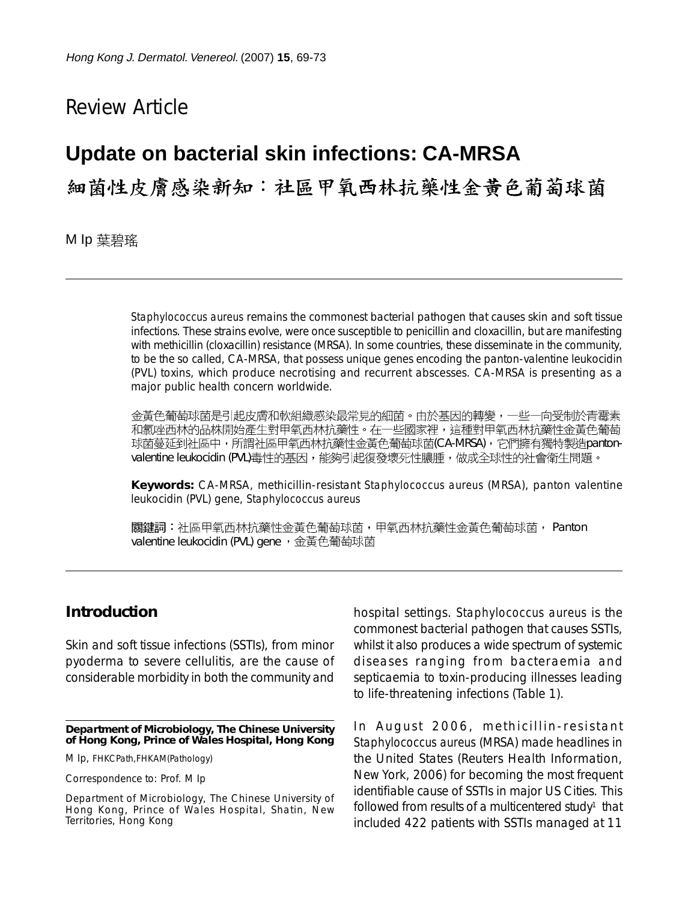Review Article

# Update on bacterial skin infections: CA-MRSA

# 細菌性皮膚感染新知：社區甲氧西林抗藥性金黃色葡萄球菌

M Ip 葉碧瑤

*Staphylococcus aureus* remains the commonest bacterial pathogen that causes skin and soft tissue infections. These strains evolve, were once susceptible to penicillin and cloxacillin, but are manifesting with methicillin (cloxacillin) resistance (MRSA). In some countries, these disseminate in the community, to be the so called, CA-MRSA, that possess unique genes encoding the panton-valentine leukocidin (PVL) toxins, which produce necrotising and recurrent abscesses. CA-MRSA is presenting as a major public health concern worldwide.

金黃色葡萄球菌是引起皮膚和軟組織感染最常見的細菌。由於基因的轉變，一些一向受制於青霉素和氯唑西林的品株開始產生對甲氧西林抗藥性。在一些國家裡，這種對甲氧西林抗藥性金黃色葡萄球菌蔓延到社區中，所謂社區甲氧西林抗藥性金黃色葡萄球菌(CA-MRSA)，它們擁有獨特製造panton-valentine leukocidin (PVL)毒性的基因，能夠引起復發壞死性膿腫，做成全球性的社會衛生問題。

**Keywords:** CA-MRSA, methicillin-resistant *Staphylococcus aureus* (MRSA), panton valentine leukocidin (PVL) gene, *Staphylococcus aureus*

**關鍵詞：**社區甲氧西林抗藥性金黃色葡萄球菌，甲氧西林抗藥性金黃色葡萄球菌， Panton valentine leukocidin (PVL) gene ，金黃色葡萄球菌

## Introduction

Skin and soft tissue infections (SSTIs), from minor pyoderma to severe cellulitis, are the cause of considerable morbidity in both the community and hospital settings. *Staphylococcus aureus* is the commonest bacterial pathogen that causes SSTIs, whilst it also produces a wide spectrum of systemic diseases ranging from bacteraemia and septicaemia to toxin-producing illnesses leading to life-threatening infections (Table 1).

In August 2006, methicillin-resistant *Staphylococcus aureus* (MRSA) made headlines in the United States (Reuters Health Information, New York, 2006) for becoming the most frequent identifiable cause of SSTIs in major US Cities. This followed from results of a multicentered study[1] that included 422 patients with SSTIs managed at 11

**Department of Microbiology, The Chinese University of Hong Kong, Prince of Wales Hospital, Hong Kong**

M Ip, FHKCPath,FHKAM(Pathology)

Correspondence to: Prof. M Ip

Department of Microbiology, The Chinese University of Hong Kong, Prince of Wales Hospital, Shatin, New Territories, Hong Kong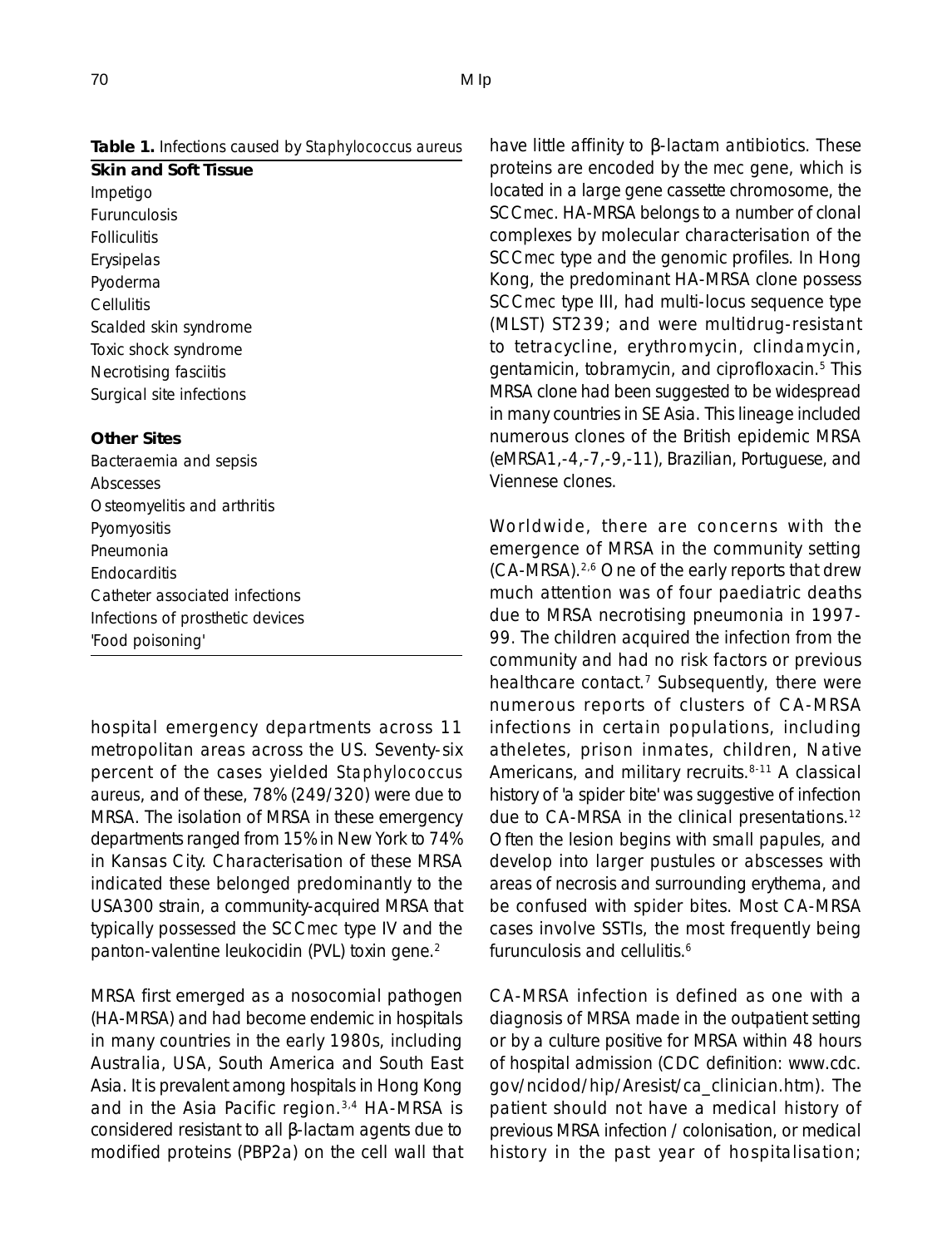**Table 1.** Infections caused by *Staphylococcus aureus*

| **Skin and Soft Tissue** |
|---|
| Impetigo |
| Furunculosis |
| Folliculitis |
| Erysipelas |
| Pyoderma |
| Cellulitis |
| Scalded skin syndrome |
| Toxic shock syndrome |
| Necrotising fasciitis |
| Surgical site infections |
| |
| **Other Sites** |
| Bacteraemia and sepsis |
| Abscesses |
| Osteomyelitis and arthritis |
| Pyomyositis |
| Pneumonia |
| Endocarditis |
| Catheter associated infections |
| Infections of prosthetic devices |
| 'Food poisoning' |

hospital emergency departments across 11 metropolitan areas across the US. Seventy-six percent of the cases yielded *Staphylococcus aureus*, and of these, 78% (249/320) were due to MRSA. The isolation of MRSA in these emergency departments ranged from 15% in New York to 74% in Kansas City. Characterisation of these MRSA indicated these belonged predominantly to the USA300 strain, a community-acquired MRSA that typically possessed the SCC*mec* type IV and the panton-valentine leukocidin (PVL) toxin gene.[2]

MRSA first emerged as a nosocomial pathogen (HA-MRSA) and had become endemic in hospitals in many countries in the early 1980s, including Australia, USA, South America and South East Asia. It is prevalent among hospitals in Hong Kong and in the Asia Pacific region.[3,4] HA-MRSA is considered resistant to all β-lactam agents due to modified proteins (PBP2a) on the cell wall that have little affinity to β-lactam antibiotics. These proteins are encoded by the *mec* gene, which is located in a large gene cassette chromosome, the SCC*mec*. HA-MRSA belongs to a number of clonal complexes by molecular characterisation of the SCC*mec* type and the genomic profiles. In Hong Kong, the predominant HA-MRSA clone possess SCC*mec* type III, had multi-locus sequence type (MLST) ST239; and were multidrug-resistant to tetracycline, erythromycin, clindamycin, gentamicin, tobramycin, and ciprofloxacin.[5] This MRSA clone had been suggested to be widespread in many countries in SE Asia. This lineage included numerous clones of the British epidemic MRSA (eMRSA1,-4,-7,-9,-11), Brazilian, Portuguese, and Viennese clones.

Worldwide, there are concerns with the emergence of MRSA in the community setting (CA-MRSA).[2,6] One of the early reports that drew much attention was of four paediatric deaths due to MRSA necrotising pneumonia in 1997-99. The children acquired the infection from the community and had no risk factors or previous healthcare contact.[7] Subsequently, there were numerous reports of clusters of CA-MRSA infections in certain populations, including atheletes, prison inmates, children, Native Americans, and military recruits.[8-11] A classical history of 'a spider bite' was suggestive of infection due to CA-MRSA in the clinical presentations.[12] Often the lesion begins with small papules, and develop into larger pustules or abscesses with areas of necrosis and surrounding erythema, and be confused with spider bites. Most CA-MRSA cases involve SSTIs, the most frequently being furunculosis and cellulitis.[6]

CA-MRSA infection is defined as one with a diagnosis of MRSA made in the outpatient setting or by a culture positive for MRSA within 48 hours of hospital admission (CDC definition: www.cdc.gov/ncidod/hip/Aresist/ca_clinician.htm). The patient should not have a medical history of previous MRSA infection / colonisation, or medical history in the past year of hospitalisation;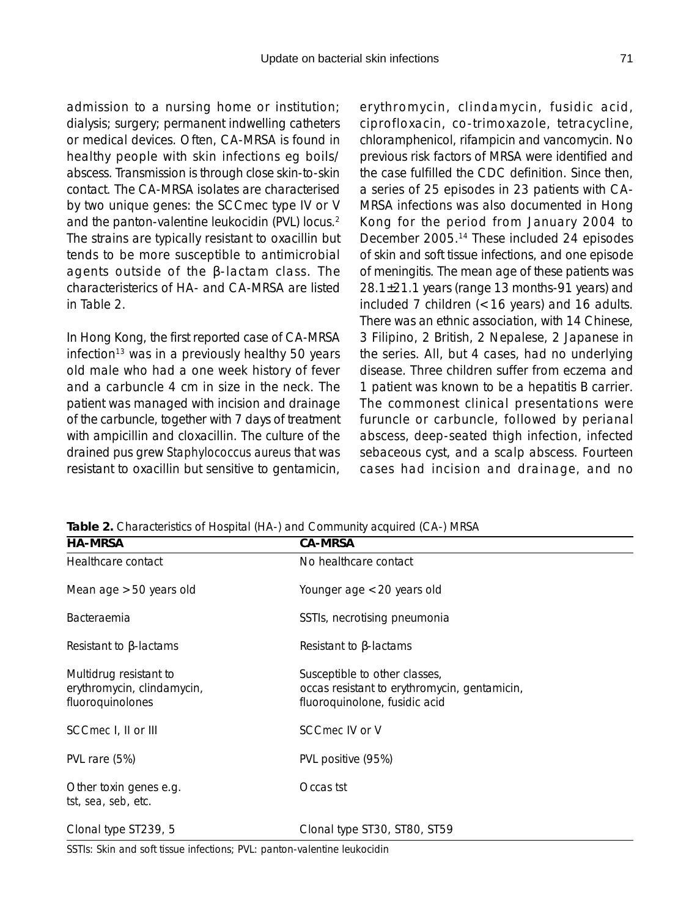admission to a nursing home or institution; dialysis; surgery; permanent indwelling catheters or medical devices. Often, CA-MRSA is found in healthy people with skin infections eg boils/ abscess. Transmission is through close skin-to-skin contact. The CA-MRSA isolates are characterised by two unique genes: the SCC*mec* type IV or V and the panton-valentine leukocidin (PVL) locus.[2] The strains are typically resistant to oxacillin but tends to be more susceptible to antimicrobial agents outside of the β-lactam class. The characteristerics of HA- and CA-MRSA are listed in Table 2.

In Hong Kong, the first reported case of CA-MRSA infection[13] was in a previously healthy 50 years old male who had a one week history of fever and a carbuncle 4 cm in size in the neck. The patient was managed with incision and drainage of the carbuncle, together with 7 days of treatment with ampicillin and cloxacillin. The culture of the drained pus grew *Staphylococcus aureus* that was resistant to oxacillin but sensitive to gentamicin, erythromycin, clindamycin, fusidic acid, ciprofloxacin, co-trimoxazole, tetracycline, chloramphenicol, rifampicin and vancomycin. No previous risk factors of MRSA were identified and the case fulfilled the CDC definition. Since then, a series of 25 episodes in 23 patients with CA-MRSA infections was also documented in Hong Kong for the period from January 2004 to December 2005.[14] These included 24 episodes of skin and soft tissue infections, and one episode of meningitis. The mean age of these patients was 28.1±21.1 years (range 13 months-91 years) and included 7 children (<16 years) and 16 adults. There was an ethnic association, with 14 Chinese, 3 Filipino, 2 British, 2 Nepalese, 2 Japanese in the series. All, but 4 cases, had no underlying disease. Three children suffer from eczema and 1 patient was known to be a hepatitis B carrier. The commonest clinical presentations were furuncle or carbuncle, followed by perianal abscess, deep-seated thigh infection, infected sebaceous cyst, and a scalp abscess. Fourteen cases had incision and drainage, and no

**Table 2.** Characteristics of Hospital (HA-) and Community acquired (CA-) MRSA

| HA-MRSA | CA-MRSA |
|---|---|
| Healthcare contact | No healthcare contact |
| Mean age >50 years old | Younger age <20 years old |
| Bacteraemia | SSTIs, necrotising pneumonia |
| Resistant to β-lactams | Resistant to β-lactams |
| Multidrug resistant to erythromycin, clindamycin, fluoroquinolones | Susceptible to other classes, occas resistant to erythromycin, gentamicin, fluoroquinolone, fusidic acid |
| SCC*mec* I, II or III | SCC*mec* IV or V |
| PVL rare (5%) | PVL positive (95%) |
| Other toxin genes e.g. *tst, sea, seb*, etc. | Occas *tst* |
| Clonal type ST239, 5 | Clonal type ST30, ST80, ST59 |

SSTIs: Skin and soft tissue infections; PVL: panton-valentine leukocidin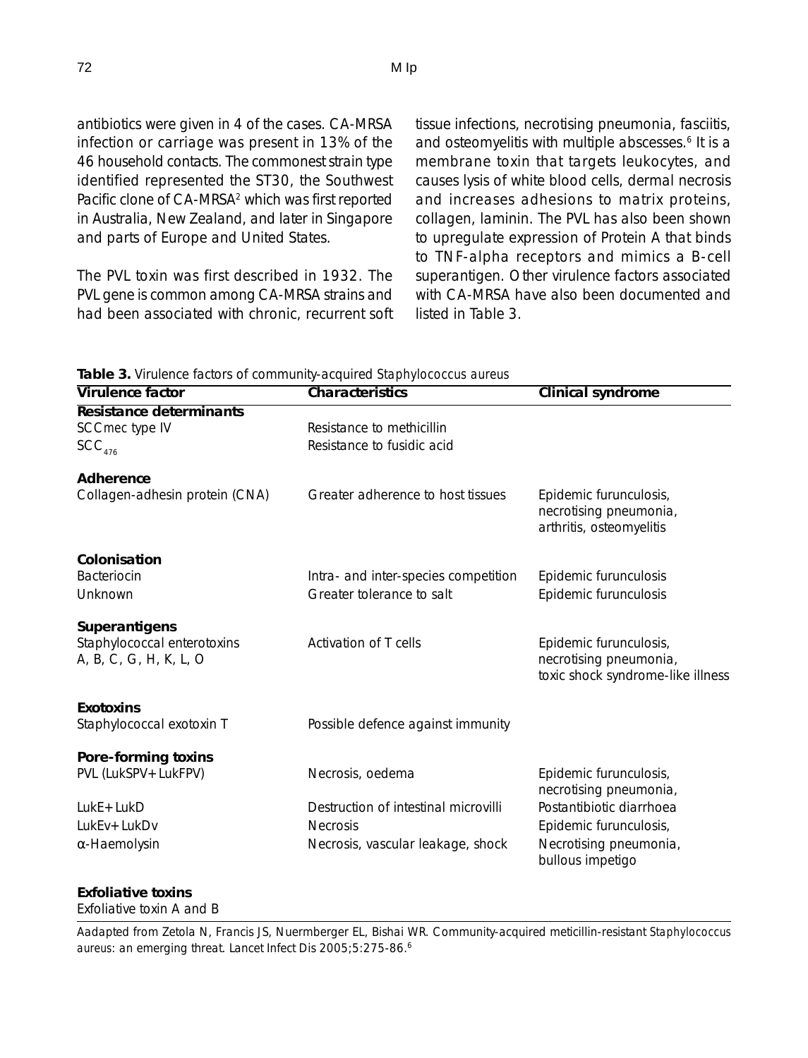antibiotics were given in 4 of the cases. CA-MRSA infection or carriage was present in 13% of the 46 household contacts. The commonest strain type identified represented the ST30, the Southwest Pacific clone of CA-MRSA[2] which was first reported in Australia, New Zealand, and later in Singapore and parts of Europe and United States.

The PVL toxin was first described in 1932. The PVL gene is common among CA-MRSA strains and had been associated with chronic, recurrent soft tissue infections, necrotising pneumonia, fasciitis, and osteomyelitis with multiple abscesses.[6] It is a membrane toxin that targets leukocytes, and causes lysis of white blood cells, dermal necrosis and increases adhesions to matrix proteins, collagen, laminin. The PVL has also been shown to upregulate expression of Protein A that binds to TNF-alpha receptors and mimics a B-cell superantigen. Other virulence factors associated with CA-MRSA have also been documented and listed in Table 3.

**Table 3.** Virulence factors of community-acquired *Staphylococcus aureus*

| Virulence factor | Characteristics | Clinical syndrome |
|---|---|---|
| **Resistance determinants** | | |
| SCC*mec* type IV | Resistance to methicillin | |
| $SCC_{476}$ | Resistance to fusidic acid | |
| **Adherence** | | |
| Collagen-adhesin protein (CNA) | Greater adherence to host tissues | Epidemic furunculosis, necrotising pneumonia, arthritis, osteomyelitis |
| **Colonisation** | | |
| Bacteriocin | Intra- and inter-species competition | Epidemic furunculosis |
| Unknown | Greater tolerance to salt | Epidemic furunculosis |
| **Superantigens** | | |
| Staphylococcal enterotoxins A, B, C, G, H, K, L, O | Activation of T cells | Epidemic furunculosis, necrotising pneumonia, toxic shock syndrome-like illness |
| **Exotoxins** | | |
| Staphylococcal exotoxin T | Possible defence against immunity | |
| **Pore-forming toxins** | | |
| PVL (LukSPV+LukFPV) | Necrosis, oedema | Epidemic furunculosis, necrotising pneumonia, |
| LukE+LukD | Destruction of intestinal microvilli | Postantibiotic diarrhoea |
| LukEv+LukDv | Necrosis | Epidemic furunculosis, |
| α-Haemolysin | Necrosis, vascular leakage, shock | Necrotising pneumonia, bullous impetigo |
| **Exfoliative toxins** | | |
| Exfoliative toxin A and B | | |

Aadapted from Zetola N, Francis JS, Nuermberger EL, Bishai WR. Community-acquired meticillin-resistant *Staphylococcus aureus*: an emerging threat. Lancet Infect Dis 2005;5:275-86.[6]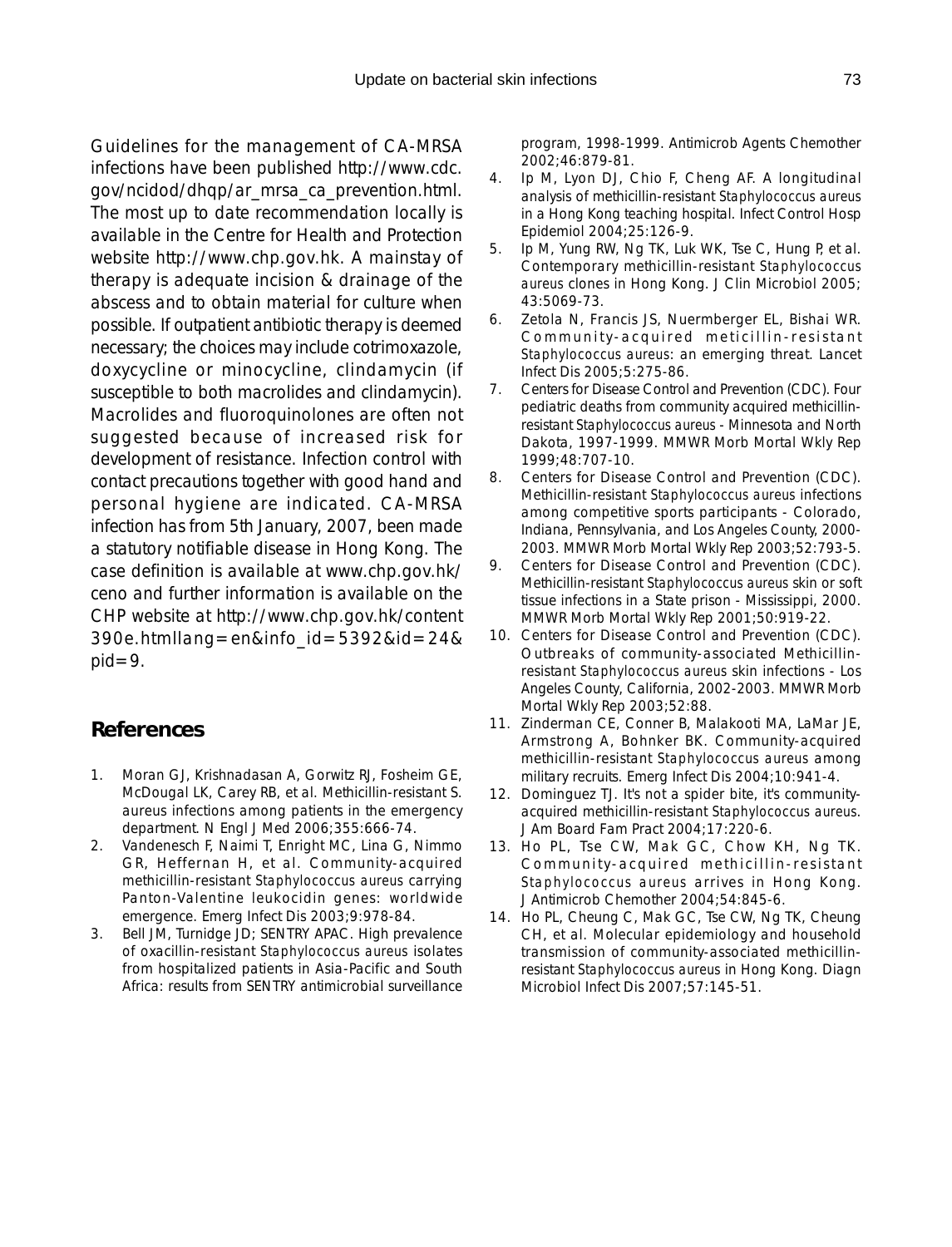Guidelines for the management of CA-MRSA infections have been published http://www.cdc.gov/ncidod/dhqp/ar_mrsa_ca_prevention.html. The most up to date recommendation locally is available in the Centre for Health and Protection website http://www.chp.gov.hk. A mainstay of therapy is adequate incision & drainage of the abscess and to obtain material for culture when possible. If outpatient antibiotic therapy is deemed necessary; the choices may include cotrimoxazole, doxycycline or minocycline, clindamycin (if susceptible to both macrolides and clindamycin). Macrolides and fluoroquinolones are often not suggested because of increased risk for development of resistance. Infection control with contact precautions together with good hand and personal hygiene are indicated. CA-MRSA infection has from 5th January, 2007, been made a statutory notifiable disease in Hong Kong. The case definition is available at www.chp.gov.hk/ceno and further information is available on the CHP website at http://www.chp.gov.hk/content390e.htmllang=en&info_id=5392&id=24&pid=9.

## References

1. Moran GJ, Krishnadasan A, Gorwitz RJ, Fosheim GE, McDougal LK, Carey RB, et al. Methicillin-resistant S. aureus infections among patients in the emergency department. N Engl J Med 2006;355:666-74.
2. Vandenesch F, Naimi T, Enright MC, Lina G, Nimmo GR, Heffernan H, et al. Community-acquired methicillin-resistant *Staphylococcus aureus* carrying Panton-Valentine leukocidin genes: worldwide emergence. Emerg Infect Dis 2003;9:978-84.
3. Bell JM, Turnidge JD; SENTRY APAC. High prevalence of oxacillin-resistant *Staphylococcus aureus* isolates from hospitalized patients in Asia-Pacific and South Africa: results from SENTRY antimicrobial surveillance program, 1998-1999. Antimicrob Agents Chemother 2002;46:879-81.
4. Ip M, Lyon DJ, Chio F, Cheng AF. A longitudinal analysis of methicillin-resistant *Staphylococcus aureus* in a Hong Kong teaching hospital. Infect Control Hosp Epidemiol 2004;25:126-9.
5. Ip M, Yung RW, Ng TK, Luk WK, Tse C, Hung P, et al. Contemporary methicillin-resistant *Staphylococcus aureus* clones in Hong Kong. J Clin Microbiol 2005; 43:5069-73.
6. Zetola N, Francis JS, Nuermberger EL, Bishai WR. Community-acquired meticillin-resistant *Staphylococcus aureus*: an emerging threat. Lancet Infect Dis 2005;5:275-86.
7. Centers for Disease Control and Prevention (CDC). Four pediatric deaths from community acquired methicillin-resistant *Staphylococcus aureus* - Minnesota and North Dakota, 1997-1999. MMWR Morb Mortal Wkly Rep 1999;48:707-10.
8. Centers for Disease Control and Prevention (CDC). Methicillin-resistant *Staphylococcus aureus* infections among competitive sports participants - Colorado, Indiana, Pennsylvania, and Los Angeles County, 2000-2003. MMWR Morb Mortal Wkly Rep 2003;52:793-5.
9. Centers for Disease Control and Prevention (CDC). Methicillin-resistant *Staphylococcus aureus* skin or soft tissue infections in a State prison - Mississippi, 2000. MMWR Morb Mortal Wkly Rep 2001;50:919-22.
10. Centers for Disease Control and Prevention (CDC). Outbreaks of community-associated Methicillin-resistant *Staphylococcus aureus* skin infections - Los Angeles County, California, 2002-2003. MMWR Morb Mortal Wkly Rep 2003;52:88.
11. Zinderman CE, Conner B, Malakooti MA, LaMar JE, Armstrong A, Bohnker BK. Community-acquired methicillin-resistant *Staphylococcus aureus* among military recruits. Emerg Infect Dis 2004;10:941-4.
12. Dominguez TJ. It's not a spider bite, it's community-acquired methicillin-resistant *Staphylococcus aureus*. J Am Board Fam Pract 2004;17:220-6.
13. Ho PL, Tse CW, Mak GC, Chow KH, Ng TK. Community-acquired methicillin-resistant *Staphylococcus aureus* arrives in Hong Kong. J Antimicrob Chemother 2004;54:845-6.
14. Ho PL, Cheung C, Mak GC, Tse CW, Ng TK, Cheung CH, et al. Molecular epidemiology and household transmission of community-associated methicillin-resistant *Staphylococcus aureus* in Hong Kong. Diagn Microbiol Infect Dis 2007;57:145-51.